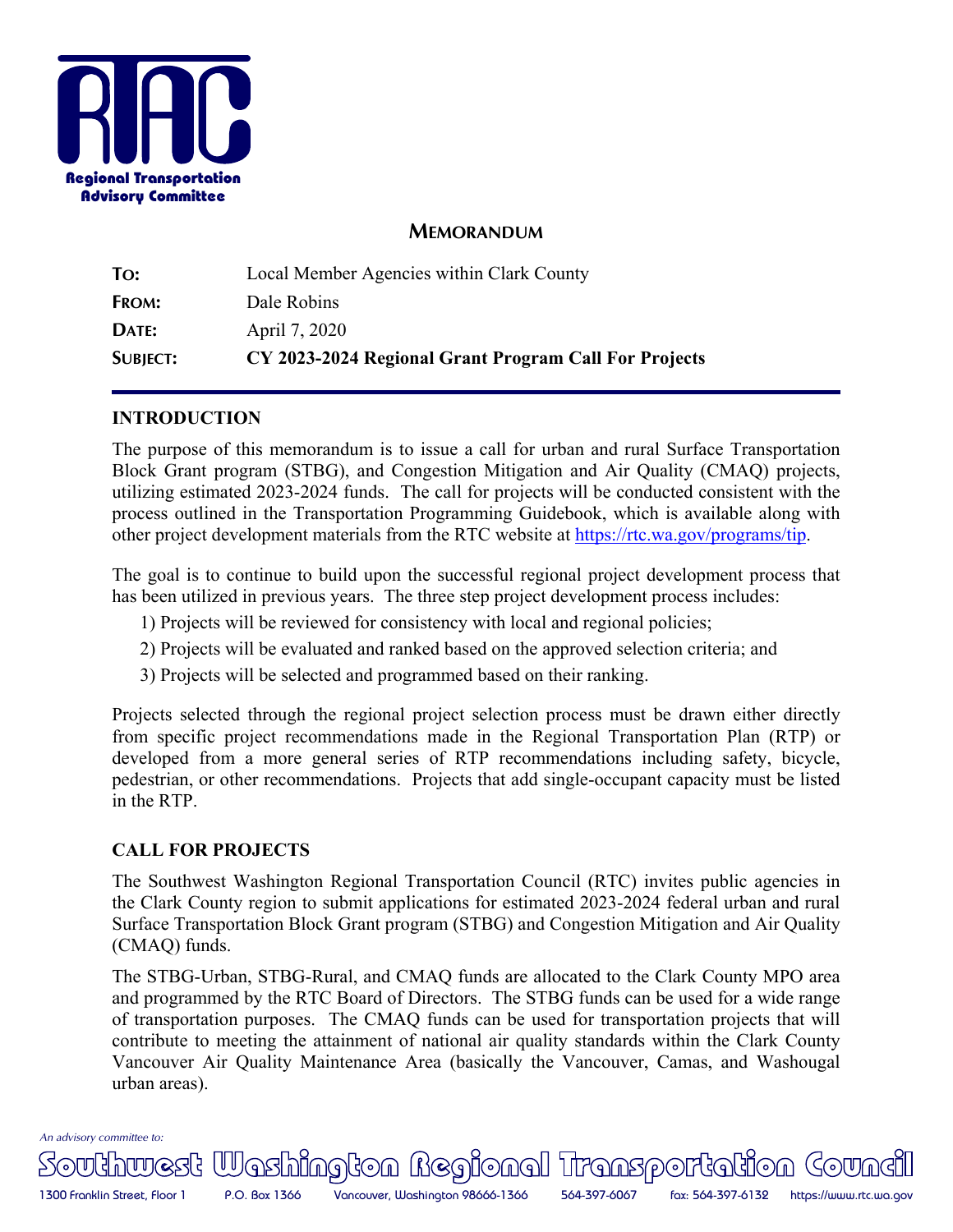**Regional Transportation Advisory Committee**

## MEMORANDUM

| | |
|---|---|
| **TO:** | Local Member Agencies within Clark County |
| **FROM:** | Dale Robins |
| **DATE:** | April 7, 2020 |
| **SUBJECT:** | **CY 2023-2024 Regional Grant Program Call For Projects** |

### INTRODUCTION

The purpose of this memorandum is to issue a call for urban and rural Surface Transportation Block Grant program (STBG), and Congestion Mitigation and Air Quality (CMAQ) projects, utilizing estimated 2023-2024 funds. The call for projects will be conducted consistent with the process outlined in the Transportation Programming Guidebook, which is available along with other project development materials from the RTC website at [https://rtc.wa.gov/programs/tip](https://rtc.wa.gov/programs/tip).

The goal is to continue to build upon the successful regional project development process that has been utilized in previous years. The three step project development process includes:

1) Projects will be reviewed for consistency with local and regional policies;
2) Projects will be evaluated and ranked based on the approved selection criteria; and
3) Projects will be selected and programmed based on their ranking.

Projects selected through the regional project selection process must be drawn either directly from specific project recommendations made in the Regional Transportation Plan (RTP) or developed from a more general series of RTP recommendations including safety, bicycle, pedestrian, or other recommendations. Projects that add single-occupant capacity must be listed in the RTP.

### CALL FOR PROJECTS

The Southwest Washington Regional Transportation Council (RTC) invites public agencies in the Clark County region to submit applications for estimated 2023-2024 federal urban and rural Surface Transportation Block Grant program (STBG) and Congestion Mitigation and Air Quality (CMAQ) funds.

The STBG-Urban, STBG-Rural, and CMAQ funds are allocated to the Clark County MPO area and programmed by the RTC Board of Directors. The STBG funds can be used for a wide range of transportation purposes. The CMAQ funds can be used for transportation projects that will contribute to meeting the attainment of national air quality standards within the Clark County Vancouver Air Quality Maintenance Area (basically the Vancouver, Camas, and Washougal urban areas).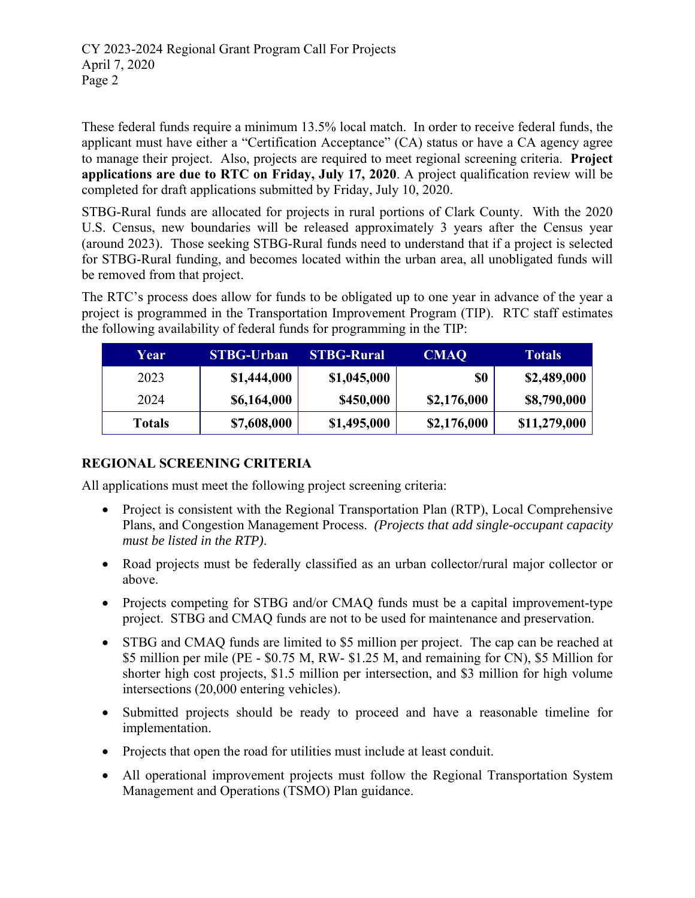These federal funds require a minimum 13.5% local match. In order to receive federal funds, the applicant must have either a "Certification Acceptance" (CA) status or have a CA agency agree to manage their project. Also, projects are required to meet regional screening criteria. **Project applications are due to RTC on Friday, July 17, 2020**. A project qualification review will be completed for draft applications submitted by Friday, July 10, 2020.

STBG-Rural funds are allocated for projects in rural portions of Clark County. With the 2020 U.S. Census, new boundaries will be released approximately 3 years after the Census year (around 2023). Those seeking STBG-Rural funds need to understand that if a project is selected for STBG-Rural funding, and becomes located within the urban area, all unobligated funds will be removed from that project.

The RTC's process does allow for funds to be obligated up to one year in advance of the year a project is programmed in the Transportation Improvement Program (TIP). RTC staff estimates the following availability of federal funds for programming in the TIP:

| Year | STBG-Urban | STBG-Rural | CMAQ | Totals |
|---|---|---|---|---|
| 2023 | **$1,444,000** | **$1,045,000** | **$0** | **$2,489,000** |
| 2024 | **$6,164,000** | **$450,000** | **$2,176,000** | **$8,790,000** |
| **Totals** | **$7,608,000** | **$1,495,000** | **$2,176,000** | **$11,279,000** |

## REGIONAL SCREENING CRITERIA

All applications must meet the following project screening criteria:

- Project is consistent with the Regional Transportation Plan (RTP), Local Comprehensive Plans, and Congestion Management Process. *(Projects that add single-occupant capacity must be listed in the RTP)*.
- Road projects must be federally classified as an urban collector/rural major collector or above.
- Projects competing for STBG and/or CMAQ funds must be a capital improvement-type project. STBG and CMAQ funds are not to be used for maintenance and preservation.
- STBG and CMAQ funds are limited to $5 million per project. The cap can be reached at $5 million per mile (PE - $0.75 M, RW- $1.25 M, and remaining for CN), $5 Million for shorter high cost projects, $1.5 million per intersection, and $3 million for high volume intersections (20,000 entering vehicles).
- Submitted projects should be ready to proceed and have a reasonable timeline for implementation.
- Projects that open the road for utilities must include at least conduit.
- All operational improvement projects must follow the Regional Transportation System Management and Operations (TSMO) Plan guidance.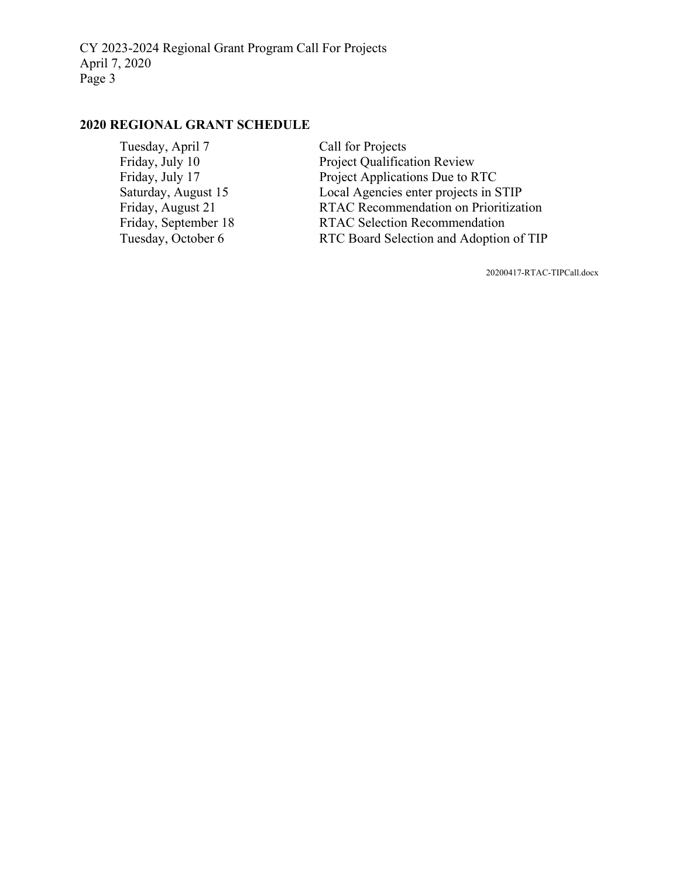## 2020 REGIONAL GRANT SCHEDULE

| | |
|---|---|
| Tuesday, April 7 | Call for Projects |
| Friday, July 10 | Project Qualification Review |
| Friday, July 17 | Project Applications Due to RTC |
| Saturday, August 15 | Local Agencies enter projects in STIP |
| Friday, August 21 | RTAC Recommendation on Prioritization |
| Friday, September 18 | RTAC Selection Recommendation |
| Tuesday, October 6 | RTC Board Selection and Adoption of TIP |

20200417-RTAC-TIPCall.docx